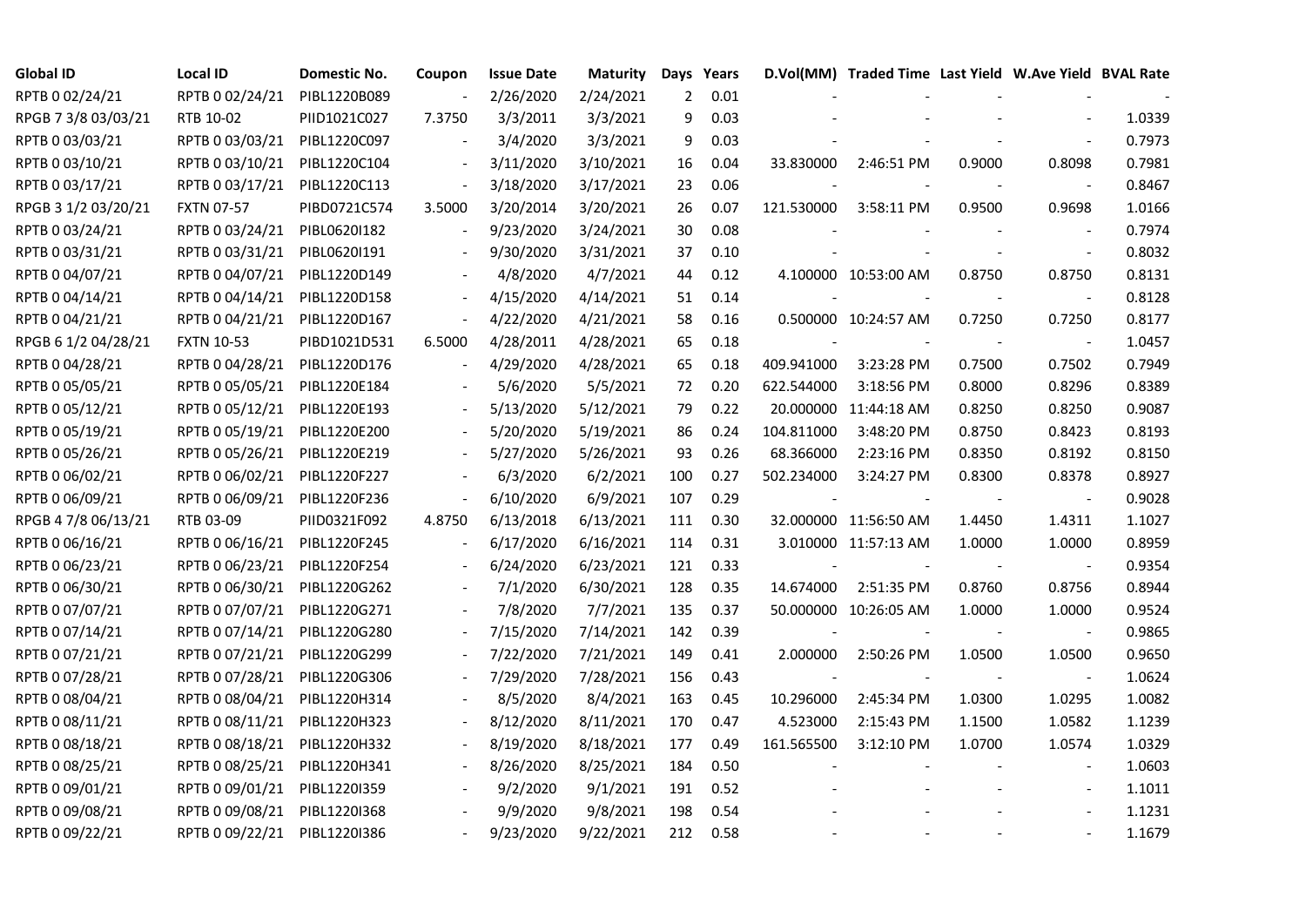| Global ID | Local ID | Domestic No. | Coupon | Issue Date | Maturity | Days | Years | D.Vol(MM) | Traded Time | Last Yield | W.Ave Yield | BVAL Rate |
|---|---|---|---|---|---|---|---|---|---|---|---|---|
| RPTB 0 02/24/21 | RPTB 0 02/24/21 | PIBL1220B089 | - | 2/26/2020 | 2/24/2021 | 2 | 0.01 | - | - | - | - | - |
| RPGB 7 3/8 03/03/21 | RTB 10-02 | PIID1021C027 | 7.3750 | 3/3/2011 | 3/3/2021 | 9 | 0.03 | - | - | - | - | 1.0339 |
| RPTB 0 03/03/21 | RPTB 0 03/03/21 | PIBL1220C097 | - | 3/4/2020 | 3/3/2021 | 9 | 0.03 | - | - | - | - | 0.7973 |
| RPTB 0 03/10/21 | RPTB 0 03/10/21 | PIBL1220C104 | - | 3/11/2020 | 3/10/2021 | 16 | 0.04 | 33.830000 | 2:46:51 PM | 0.9000 | 0.8098 | 0.7981 |
| RPTB 0 03/17/21 | RPTB 0 03/17/21 | PIBL1220C113 | - | 3/18/2020 | 3/17/2021 | 23 | 0.06 | - | - | - | - | 0.8467 |
| RPGB 3 1/2 03/20/21 | FXTN 07-57 | PIBD0721C574 | 3.5000 | 3/20/2014 | 3/20/2021 | 26 | 0.07 | 121.530000 | 3:58:11 PM | 0.9500 | 0.9698 | 1.0166 |
| RPTB 0 03/24/21 | RPTB 0 03/24/21 | PIBL0620I182 | - | 9/23/2020 | 3/24/2021 | 30 | 0.08 | - | - | - | - | 0.7974 |
| RPTB 0 03/31/21 | RPTB 0 03/31/21 | PIBL0620I191 | - | 9/30/2020 | 3/31/2021 | 37 | 0.10 | - | - | - | - | 0.8032 |
| RPTB 0 04/07/21 | RPTB 0 04/07/21 | PIBL1220D149 | - | 4/8/2020 | 4/7/2021 | 44 | 0.12 | 4.100000 | 10:53:00 AM | 0.8750 | 0.8750 | 0.8131 |
| RPTB 0 04/14/21 | RPTB 0 04/14/21 | PIBL1220D158 | - | 4/15/2020 | 4/14/2021 | 51 | 0.14 | - | - | - | - | 0.8128 |
| RPTB 0 04/21/21 | RPTB 0 04/21/21 | PIBL1220D167 | - | 4/22/2020 | 4/21/2021 | 58 | 0.16 | 0.500000 | 10:24:57 AM | 0.7250 | 0.7250 | 0.8177 |
| RPGB 6 1/2 04/28/21 | FXTN 10-53 | PIBD1021D531 | 6.5000 | 4/28/2011 | 4/28/2021 | 65 | 0.18 | - | - | - | - | 1.0457 |
| RPTB 0 04/28/21 | RPTB 0 04/28/21 | PIBL1220D176 | - | 4/29/2020 | 4/28/2021 | 65 | 0.18 | 409.941000 | 3:23:28 PM | 0.7500 | 0.7502 | 0.7949 |
| RPTB 0 05/05/21 | RPTB 0 05/05/21 | PIBL1220E184 | - | 5/6/2020 | 5/5/2021 | 72 | 0.20 | 622.544000 | 3:18:56 PM | 0.8000 | 0.8296 | 0.8389 |
| RPTB 0 05/12/21 | RPTB 0 05/12/21 | PIBL1220E193 | - | 5/13/2020 | 5/12/2021 | 79 | 0.22 | 20.000000 | 11:44:18 AM | 0.8250 | 0.8250 | 0.9087 |
| RPTB 0 05/19/21 | RPTB 0 05/19/21 | PIBL1220E200 | - | 5/20/2020 | 5/19/2021 | 86 | 0.24 | 104.811000 | 3:48:20 PM | 0.8750 | 0.8423 | 0.8193 |
| RPTB 0 05/26/21 | RPTB 0 05/26/21 | PIBL1220E219 | - | 5/27/2020 | 5/26/2021 | 93 | 0.26 | 68.366000 | 2:23:16 PM | 0.8350 | 0.8192 | 0.8150 |
| RPTB 0 06/02/21 | RPTB 0 06/02/21 | PIBL1220F227 | - | 6/3/2020 | 6/2/2021 | 100 | 0.27 | 502.234000 | 3:24:27 PM | 0.8300 | 0.8378 | 0.8927 |
| RPTB 0 06/09/21 | RPTB 0 06/09/21 | PIBL1220F236 | - | 6/10/2020 | 6/9/2021 | 107 | 0.29 | - | - | - | - | 0.9028 |
| RPGB 4 7/8 06/13/21 | RTB 03-09 | PIID0321F092 | 4.8750 | 6/13/2018 | 6/13/2021 | 111 | 0.30 | 32.000000 | 11:56:50 AM | 1.4450 | 1.4311 | 1.1027 |
| RPTB 0 06/16/21 | RPTB 0 06/16/21 | PIBL1220F245 | - | 6/17/2020 | 6/16/2021 | 114 | 0.31 | 3.010000 | 11:57:13 AM | 1.0000 | 1.0000 | 0.8959 |
| RPTB 0 06/23/21 | RPTB 0 06/23/21 | PIBL1220F254 | - | 6/24/2020 | 6/23/2021 | 121 | 0.33 | - | - | - | - | 0.9354 |
| RPTB 0 06/30/21 | RPTB 0 06/30/21 | PIBL1220G262 | - | 7/1/2020 | 6/30/2021 | 128 | 0.35 | 14.674000 | 2:51:35 PM | 0.8760 | 0.8756 | 0.8944 |
| RPTB 0 07/07/21 | RPTB 0 07/07/21 | PIBL1220G271 | - | 7/8/2020 | 7/7/2021 | 135 | 0.37 | 50.000000 | 10:26:05 AM | 1.0000 | 1.0000 | 0.9524 |
| RPTB 0 07/14/21 | RPTB 0 07/14/21 | PIBL1220G280 | - | 7/15/2020 | 7/14/2021 | 142 | 0.39 | - | - | - | - | 0.9865 |
| RPTB 0 07/21/21 | RPTB 0 07/21/21 | PIBL1220G299 | - | 7/22/2020 | 7/21/2021 | 149 | 0.41 | 2.000000 | 2:50:26 PM | 1.0500 | 1.0500 | 0.9650 |
| RPTB 0 07/28/21 | RPTB 0 07/28/21 | PIBL1220G306 | - | 7/29/2020 | 7/28/2021 | 156 | 0.43 | - | - | - | - | 1.0624 |
| RPTB 0 08/04/21 | RPTB 0 08/04/21 | PIBL1220H314 | - | 8/5/2020 | 8/4/2021 | 163 | 0.45 | 10.296000 | 2:45:34 PM | 1.0300 | 1.0295 | 1.0082 |
| RPTB 0 08/11/21 | RPTB 0 08/11/21 | PIBL1220H323 | - | 8/12/2020 | 8/11/2021 | 170 | 0.47 | 4.523000 | 2:15:43 PM | 1.1500 | 1.0582 | 1.1239 |
| RPTB 0 08/18/21 | RPTB 0 08/18/21 | PIBL1220H332 | - | 8/19/2020 | 8/18/2021 | 177 | 0.49 | 161.565500 | 3:12:10 PM | 1.0700 | 1.0574 | 1.0329 |
| RPTB 0 08/25/21 | RPTB 0 08/25/21 | PIBL1220H341 | - | 8/26/2020 | 8/25/2021 | 184 | 0.50 | - | - | - | - | 1.0603 |
| RPTB 0 09/01/21 | RPTB 0 09/01/21 | PIBL1220I359 | - | 9/2/2020 | 9/1/2021 | 191 | 0.52 | - | - | - | - | 1.1011 |
| RPTB 0 09/08/21 | RPTB 0 09/08/21 | PIBL1220I368 | - | 9/9/2020 | 9/8/2021 | 198 | 0.54 | - | - | - | - | 1.1231 |
| RPTB 0 09/22/21 | RPTB 0 09/22/21 | PIBL1220I386 | - | 9/23/2020 | 9/22/2021 | 212 | 0.58 | - | - | - | - | 1.1679 |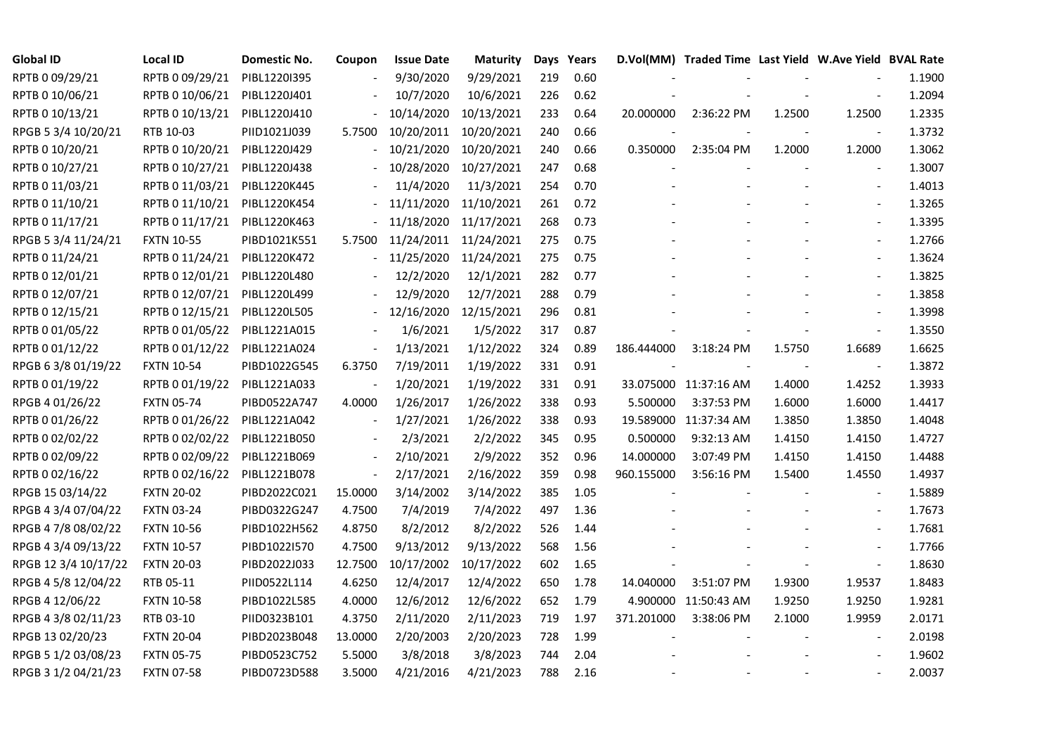| Global ID | Local ID | Domestic No. | Coupon | Issue Date | Maturity | Days | Years | D.Vol(MM) | Traded Time | Last Yield | W.Ave Yield | BVAL Rate |
|---|---|---|---|---|---|---|---|---|---|---|---|---|
| RPTB 0 09/29/21 | RPTB 0 09/29/21 | PIBL1220I395 | - | 9/30/2020 | 9/29/2021 | 219 | 0.60 | - | - | - | - | 1.1900 |
| RPTB 0 10/06/21 | RPTB 0 10/06/21 | PIBL1220J401 | - | 10/7/2020 | 10/6/2021 | 226 | 0.62 | - | - | - | - | 1.2094 |
| RPTB 0 10/13/21 | RPTB 0 10/13/21 | PIBL1220J410 | - | 10/14/2020 | 10/13/2021 | 233 | 0.64 | 20.000000 | 2:36:22 PM | 1.2500 | 1.2500 | 1.2335 |
| RPGB 5 3/4 10/20/21 | RTB 10-03 | PIID1021J039 | 5.7500 | 10/20/2011 | 10/20/2021 | 240 | 0.66 | - | - | - | - | 1.3732 |
| RPTB 0 10/20/21 | RPTB 0 10/20/21 | PIBL1220J429 | - | 10/21/2020 | 10/20/2021 | 240 | 0.66 | 0.350000 | 2:35:04 PM | 1.2000 | 1.2000 | 1.3062 |
| RPTB 0 10/27/21 | RPTB 0 10/27/21 | PIBL1220J438 | - | 10/28/2020 | 10/27/2021 | 247 | 0.68 | - | - | - | - | 1.3007 |
| RPTB 0 11/03/21 | RPTB 0 11/03/21 | PIBL1220K445 | - | 11/4/2020 | 11/3/2021 | 254 | 0.70 | - | - | - | - | 1.4013 |
| RPTB 0 11/10/21 | RPTB 0 11/10/21 | PIBL1220K454 | - | 11/11/2020 | 11/10/2021 | 261 | 0.72 | - | - | - | - | 1.3265 |
| RPTB 0 11/17/21 | RPTB 0 11/17/21 | PIBL1220K463 | - | 11/18/2020 | 11/17/2021 | 268 | 0.73 | - | - | - | - | 1.3395 |
| RPGB 5 3/4 11/24/21 | FXTN 10-55 | PIBD1021K551 | 5.7500 | 11/24/2011 | 11/24/2021 | 275 | 0.75 | - | - | - | - | 1.2766 |
| RPTB 0 11/24/21 | RPTB 0 11/24/21 | PIBL1220K472 | - | 11/25/2020 | 11/24/2021 | 275 | 0.75 | - | - | - | - | 1.3624 |
| RPTB 0 12/01/21 | RPTB 0 12/01/21 | PIBL1220L480 | - | 12/2/2020 | 12/1/2021 | 282 | 0.77 | - | - | - | - | 1.3825 |
| RPTB 0 12/07/21 | RPTB 0 12/07/21 | PIBL1220L499 | - | 12/9/2020 | 12/7/2021 | 288 | 0.79 | - | - | - | - | 1.3858 |
| RPTB 0 12/15/21 | RPTB 0 12/15/21 | PIBL1220L505 | - | 12/16/2020 | 12/15/2021 | 296 | 0.81 | - | - | - | - | 1.3998 |
| RPTB 0 01/05/22 | RPTB 0 01/05/22 | PIBL1221A015 | - | 1/6/2021 | 1/5/2022 | 317 | 0.87 | - | - | - | - | 1.3550 |
| RPTB 0 01/12/22 | RPTB 0 01/12/22 | PIBL1221A024 | - | 1/13/2021 | 1/12/2022 | 324 | 0.89 | 186.444000 | 3:18:24 PM | 1.5750 | 1.6689 | 1.6625 |
| RPGB 6 3/8 01/19/22 | FXTN 10-54 | PIBD1022G545 | 6.3750 | 7/19/2011 | 1/19/2022 | 331 | 0.91 | - | - | - | - | 1.3872 |
| RPTB 0 01/19/22 | RPTB 0 01/19/22 | PIBL1221A033 | - | 1/20/2021 | 1/19/2022 | 331 | 0.91 | 33.075000 | 11:37:16 AM | 1.4000 | 1.4252 | 1.3933 |
| RPGB 4 01/26/22 | FXTN 05-74 | PIBD0522A747 | 4.0000 | 1/26/2017 | 1/26/2022 | 338 | 0.93 | 5.500000 | 3:37:53 PM | 1.6000 | 1.6000 | 1.4417 |
| RPTB 0 01/26/22 | RPTB 0 01/26/22 | PIBL1221A042 | - | 1/27/2021 | 1/26/2022 | 338 | 0.93 | 19.589000 | 11:37:34 AM | 1.3850 | 1.3850 | 1.4048 |
| RPTB 0 02/02/22 | RPTB 0 02/02/22 | PIBL1221B050 | - | 2/3/2021 | 2/2/2022 | 345 | 0.95 | 0.500000 | 9:32:13 AM | 1.4150 | 1.4150 | 1.4727 |
| RPTB 0 02/09/22 | RPTB 0 02/09/22 | PIBL1221B069 | - | 2/10/2021 | 2/9/2022 | 352 | 0.96 | 14.000000 | 3:07:49 PM | 1.4150 | 1.4150 | 1.4488 |
| RPTB 0 02/16/22 | RPTB 0 02/16/22 | PIBL1221B078 | - | 2/17/2021 | 2/16/2022 | 359 | 0.98 | 960.155000 | 3:56:16 PM | 1.5400 | 1.4550 | 1.4937 |
| RPGB 15 03/14/22 | FXTN 20-02 | PIBD2022C021 | 15.0000 | 3/14/2002 | 3/14/2022 | 385 | 1.05 | - | - | - | - | 1.5889 |
| RPGB 4 3/4 07/04/22 | FXTN 03-24 | PIBD0322G247 | 4.7500 | 7/4/2019 | 7/4/2022 | 497 | 1.36 | - | - | - | - | 1.7673 |
| RPGB 4 7/8 08/02/22 | FXTN 10-56 | PIBD1022H562 | 4.8750 | 8/2/2012 | 8/2/2022 | 526 | 1.44 | - | - | - | - | 1.7681 |
| RPGB 4 3/4 09/13/22 | FXTN 10-57 | PIBD1022I570 | 4.7500 | 9/13/2012 | 9/13/2022 | 568 | 1.56 | - | - | - | - | 1.7766 |
| RPGB 12 3/4 10/17/22 | FXTN 20-03 | PIBD2022J033 | 12.7500 | 10/17/2002 | 10/17/2022 | 602 | 1.65 | - | - | - | - | 1.8630 |
| RPGB 4 5/8 12/04/22 | RTB 05-11 | PIID0522L114 | 4.6250 | 12/4/2017 | 12/4/2022 | 650 | 1.78 | 14.040000 | 3:51:07 PM | 1.9300 | 1.9537 | 1.8483 |
| RPGB 4 12/06/22 | FXTN 10-58 | PIBD1022L585 | 4.0000 | 12/6/2012 | 12/6/2022 | 652 | 1.79 | 4.900000 | 11:50:43 AM | 1.9250 | 1.9250 | 1.9281 |
| RPGB 4 3/8 02/11/23 | RTB 03-10 | PIID0323B101 | 4.3750 | 2/11/2020 | 2/11/2023 | 719 | 1.97 | 371.201000 | 3:38:06 PM | 2.1000 | 1.9959 | 2.0171 |
| RPGB 13 02/20/23 | FXTN 20-04 | PIBD2023B048 | 13.0000 | 2/20/2003 | 2/20/2023 | 728 | 1.99 | - | - | - | - | 2.0198 |
| RPGB 5 1/2 03/08/23 | FXTN 05-75 | PIBD0523C752 | 5.5000 | 3/8/2018 | 3/8/2023 | 744 | 2.04 | - | - | - | - | 1.9602 |
| RPGB 3 1/2 04/21/23 | FXTN 07-58 | PIBD0723D588 | 3.5000 | 4/21/2016 | 4/21/2023 | 788 | 2.16 | - | - | - | - | 2.0037 |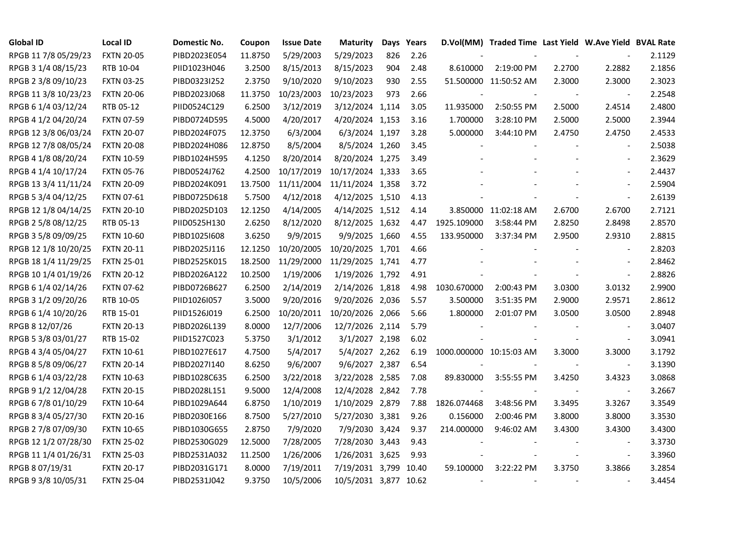| Global ID | Local ID | Domestic No. | Coupon | Issue Date | Maturity | Days | Years | D.Vol(MM) | Traded Time | Last Yield | W.Ave Yield | BVAL Rate |
|---|---|---|---|---|---|---|---|---|---|---|---|---|
| RPGB 11 7/8 05/29/23 | FXTN 20-05 | PIBD2023E054 | 11.8750 | 5/29/2003 | 5/29/2023 | 826 | 2.26 | - | - | - | - | 2.1129 |
| RPGB 3 1/4 08/15/23 | RTB 10-04 | PIID1023H046 | 3.2500 | 8/15/2013 | 8/15/2023 | 904 | 2.48 | 8.610000 | 2:19:00 PM | 2.2700 | 2.2882 | 2.1856 |
| RPGB 2 3/8 09/10/23 | FXTN 03-25 | PIBD0323I252 | 2.3750 | 9/10/2020 | 9/10/2023 | 930 | 2.55 | 51.500000 | 11:50:52 AM | 2.3000 | 2.3000 | 2.3023 |
| RPGB 11 3/8 10/23/23 | FXTN 20-06 | PIBD2023J068 | 11.3750 | 10/23/2003 | 10/23/2023 | 973 | 2.66 | - | - | - | - | 2.2548 |
| RPGB 6 1/4 03/12/24 | RTB 05-12 | PIID0524C129 | 6.2500 | 3/12/2019 | 3/12/2024 | 1,114 | 3.05 | 11.935000 | 2:50:55 PM | 2.5000 | 2.4514 | 2.4800 |
| RPGB 4 1/2 04/20/24 | FXTN 07-59 | PIBD0724D595 | 4.5000 | 4/20/2017 | 4/20/2024 | 1,153 | 3.16 | 1.700000 | 3:28:10 PM | 2.5000 | 2.5000 | 2.3944 |
| RPGB 12 3/8 06/03/24 | FXTN 20-07 | PIBD2024F075 | 12.3750 | 6/3/2004 | 6/3/2024 | 1,197 | 3.28 | 5.000000 | 3:44:10 PM | 2.4750 | 2.4750 | 2.4533 |
| RPGB 12 7/8 08/05/24 | FXTN 20-08 | PIBD2024H086 | 12.8750 | 8/5/2004 | 8/5/2024 | 1,260 | 3.45 | - | - | - | - | 2.5038 |
| RPGB 4 1/8 08/20/24 | FXTN 10-59 | PIBD1024H595 | 4.1250 | 8/20/2014 | 8/20/2024 | 1,275 | 3.49 | - | - | - | - | 2.3629 |
| RPGB 4 1/4 10/17/24 | FXTN 05-76 | PIBD0524J762 | 4.2500 | 10/17/2019 | 10/17/2024 | 1,333 | 3.65 | - | - | - | - | 2.4437 |
| RPGB 13 3/4 11/11/24 | FXTN 20-09 | PIBD2024K091 | 13.7500 | 11/11/2004 | 11/11/2024 | 1,358 | 3.72 | - | - | - | - | 2.5904 |
| RPGB 5 3/4 04/12/25 | FXTN 07-61 | PIBD0725D618 | 5.7500 | 4/12/2018 | 4/12/2025 | 1,510 | 4.13 | - | - | - | - | 2.6139 |
| RPGB 12 1/8 04/14/25 | FXTN 20-10 | PIBD2025D103 | 12.1250 | 4/14/2005 | 4/14/2025 | 1,512 | 4.14 | 3.850000 | 11:02:18 AM | 2.6700 | 2.6700 | 2.7121 |
| RPGB 2 5/8 08/12/25 | RTB 05-13 | PIID0525H130 | 2.6250 | 8/12/2020 | 8/12/2025 | 1,632 | 4.47 | 1925.109000 | 3:58:44 PM | 2.8250 | 2.8498 | 2.8570 |
| RPGB 3 5/8 09/09/25 | FXTN 10-60 | PIBD1025I608 | 3.6250 | 9/9/2015 | 9/9/2025 | 1,660 | 4.55 | 133.950000 | 3:37:34 PM | 2.9500 | 2.9310 | 2.8815 |
| RPGB 12 1/8 10/20/25 | FXTN 20-11 | PIBD2025J116 | 12.1250 | 10/20/2005 | 10/20/2025 | 1,701 | 4.66 | - | - | - | - | 2.8203 |
| RPGB 18 1/4 11/29/25 | FXTN 25-01 | PIBD2525K015 | 18.2500 | 11/29/2000 | 11/29/2025 | 1,741 | 4.77 | - | - | - | - | 2.8462 |
| RPGB 10 1/4 01/19/26 | FXTN 20-12 | PIBD2026A122 | 10.2500 | 1/19/2006 | 1/19/2026 | 1,792 | 4.91 | - | - | - | - | 2.8826 |
| RPGB 6 1/4 02/14/26 | FXTN 07-62 | PIBD0726B627 | 6.2500 | 2/14/2019 | 2/14/2026 | 1,818 | 4.98 | 1030.670000 | 2:00:43 PM | 3.0300 | 3.0132 | 2.9900 |
| RPGB 3 1/2 09/20/26 | RTB 10-05 | PIID1026I057 | 3.5000 | 9/20/2016 | 9/20/2026 | 2,036 | 5.57 | 3.500000 | 3:51:35 PM | 2.9000 | 2.9571 | 2.8612 |
| RPGB 6 1/4 10/20/26 | RTB 15-01 | PIID1526J019 | 6.2500 | 10/20/2011 | 10/20/2026 | 2,066 | 5.66 | 1.800000 | 2:01:07 PM | 3.0500 | 3.0500 | 2.8948 |
| RPGB 8 12/07/26 | FXTN 20-13 | PIBD2026L139 | 8.0000 | 12/7/2006 | 12/7/2026 | 2,114 | 5.79 | - | - | - | - | 3.0407 |
| RPGB 5 3/8 03/01/27 | RTB 15-02 | PIID1527C023 | 5.3750 | 3/1/2012 | 3/1/2027 | 2,198 | 6.02 | - | - | - | - | 3.0941 |
| RPGB 4 3/4 05/04/27 | FXTN 10-61 | PIBD1027E617 | 4.7500 | 5/4/2017 | 5/4/2027 | 2,262 | 6.19 | 1000.000000 | 10:15:03 AM | 3.3000 | 3.3000 | 3.1792 |
| RPGB 8 5/8 09/06/27 | FXTN 20-14 | PIBD2027I140 | 8.6250 | 9/6/2007 | 9/6/2027 | 2,387 | 6.54 | - | - | - | - | 3.1390 |
| RPGB 6 1/4 03/22/28 | FXTN 10-63 | PIBD1028C635 | 6.2500 | 3/22/2018 | 3/22/2028 | 2,585 | 7.08 | 89.830000 | 3:55:55 PM | 3.4250 | 3.4323 | 3.0868 |
| RPGB 9 1/2 12/04/28 | FXTN 20-15 | PIBD2028L151 | 9.5000 | 12/4/2008 | 12/4/2028 | 2,842 | 7.78 | - | - | - | - | 3.2667 |
| RPGB 6 7/8 01/10/29 | FXTN 10-64 | PIBD1029A644 | 6.8750 | 1/10/2019 | 1/10/2029 | 2,879 | 7.88 | 1826.074468 | 3:48:56 PM | 3.3495 | 3.3267 | 3.3549 |
| RPGB 8 3/4 05/27/30 | FXTN 20-16 | PIBD2030E166 | 8.7500 | 5/27/2010 | 5/27/2030 | 3,381 | 9.26 | 0.156000 | 2:00:46 PM | 3.8000 | 3.8000 | 3.3530 |
| RPGB 2 7/8 07/09/30 | FXTN 10-65 | PIBD1030G655 | 2.8750 | 7/9/2020 | 7/9/2030 | 3,424 | 9.37 | 214.000000 | 9:46:02 AM | 3.4300 | 3.4300 | 3.4300 |
| RPGB 12 1/2 07/28/30 | FXTN 25-02 | PIBD2530G029 | 12.5000 | 7/28/2005 | 7/28/2030 | 3,443 | 9.43 | - | - | - | - | 3.3730 |
| RPGB 11 1/4 01/26/31 | FXTN 25-03 | PIBD2531A032 | 11.2500 | 1/26/2006 | 1/26/2031 | 3,625 | 9.93 | - | - | - | - | 3.3960 |
| RPGB 8 07/19/31 | FXTN 20-17 | PIBD2031G171 | 8.0000 | 7/19/2011 | 7/19/2031 | 3,799 | 10.40 | 59.100000 | 3:22:22 PM | 3.3750 | 3.3866 | 3.2854 |
| RPGB 9 3/8 10/05/31 | FXTN 25-04 | PIBD2531J042 | 9.3750 | 10/5/2006 | 10/5/2031 | 3,877 | 10.62 | - | - | - | - | 3.4454 |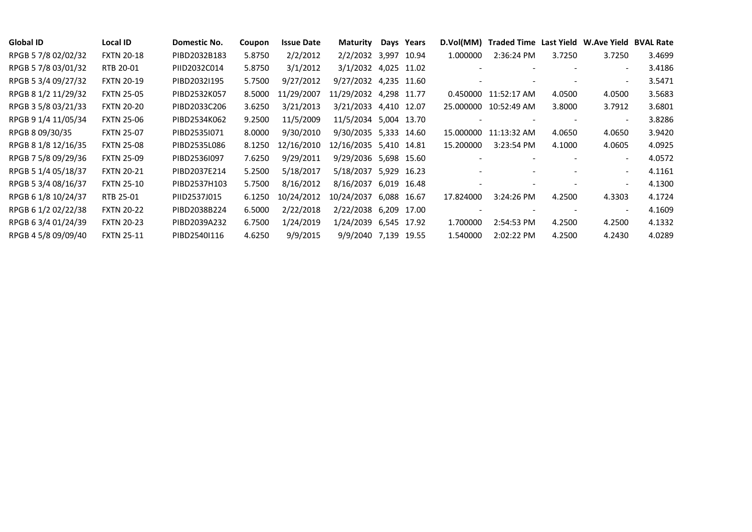| Global ID | Local ID | Domestic No. | Coupon | Issue Date | Maturity | Days | Years | D.Vol(MM) | Traded Time | Last Yield | W.Ave Yield | BVAL Rate |
|---|---|---|---|---|---|---|---|---|---|---|---|---|
| RPGB 5 7/8 02/02/32 | FXTN 20-18 | PIBD2032B183 | 5.8750 | 2/2/2012 | 2/2/2032 | 3,997 | 10.94 | 1.000000 | 2:36:24 PM | 3.7250 | 3.7250 | 3.4699 |
| RPGB 5 7/8 03/01/32 | RTB 20-01 | PIID2032C014 | 5.8750 | 3/1/2012 | 3/1/2032 | 4,025 | 11.02 | - | - | - | - | 3.4186 |
| RPGB 5 3/4 09/27/32 | FXTN 20-19 | PIBD2032I195 | 5.7500 | 9/27/2012 | 9/27/2032 | 4,235 | 11.60 | - | - | - | - | 3.5471 |
| RPGB 8 1/2 11/29/32 | FXTN 25-05 | PIBD2532K057 | 8.5000 | 11/29/2007 | 11/29/2032 | 4,298 | 11.77 | 0.450000 | 11:52:17 AM | 4.0500 | 4.0500 | 3.5683 |
| RPGB 3 5/8 03/21/33 | FXTN 20-20 | PIBD2033C206 | 3.6250 | 3/21/2013 | 3/21/2033 | 4,410 | 12.07 | 25.000000 | 10:52:49 AM | 3.8000 | 3.7912 | 3.6801 |
| RPGB 9 1/4 11/05/34 | FXTN 25-06 | PIBD2534K062 | 9.2500 | 11/5/2009 | 11/5/2034 | 5,004 | 13.70 | - | - | - | - | 3.8286 |
| RPGB 8 09/30/35 | FXTN 25-07 | PIBD2535I071 | 8.0000 | 9/30/2010 | 9/30/2035 | 5,333 | 14.60 | 15.000000 | 11:13:32 AM | 4.0650 | 4.0650 | 3.9420 |
| RPGB 8 1/8 12/16/35 | FXTN 25-08 | PIBD2535L086 | 8.1250 | 12/16/2010 | 12/16/2035 | 5,410 | 14.81 | 15.200000 | 3:23:54 PM | 4.1000 | 4.0605 | 4.0925 |
| RPGB 7 5/8 09/29/36 | FXTN 25-09 | PIBD2536I097 | 7.6250 | 9/29/2011 | 9/29/2036 | 5,698 | 15.60 | - | - | - | - | 4.0572 |
| RPGB 5 1/4 05/18/37 | FXTN 20-21 | PIBD2037E214 | 5.2500 | 5/18/2017 | 5/18/2037 | 5,929 | 16.23 | - | - | - | - | 4.1161 |
| RPGB 5 3/4 08/16/37 | FXTN 25-10 | PIBD2537H103 | 5.7500 | 8/16/2012 | 8/16/2037 | 6,019 | 16.48 | - | - | - | - | 4.1300 |
| RPGB 6 1/8 10/24/37 | RTB 25-01 | PIID2537J015 | 6.1250 | 10/24/2012 | 10/24/2037 | 6,088 | 16.67 | 17.824000 | 3:24:26 PM | 4.2500 | 4.3303 | 4.1724 |
| RPGB 6 1/2 02/22/38 | FXTN 20-22 | PIBD2038B224 | 6.5000 | 2/22/2018 | 2/22/2038 | 6,209 | 17.00 | - | - | - | - | 4.1609 |
| RPGB 6 3/4 01/24/39 | FXTN 20-23 | PIBD2039A232 | 6.7500 | 1/24/2019 | 1/24/2039 | 6,545 | 17.92 | 1.700000 | 2:54:53 PM | 4.2500 | 4.2500 | 4.1332 |
| RPGB 4 5/8 09/09/40 | FXTN 25-11 | PIBD2540I116 | 4.6250 | 9/9/2015 | 9/9/2040 | 7,139 | 19.55 | 1.540000 | 2:02:22 PM | 4.2500 | 4.2430 | 4.0289 |